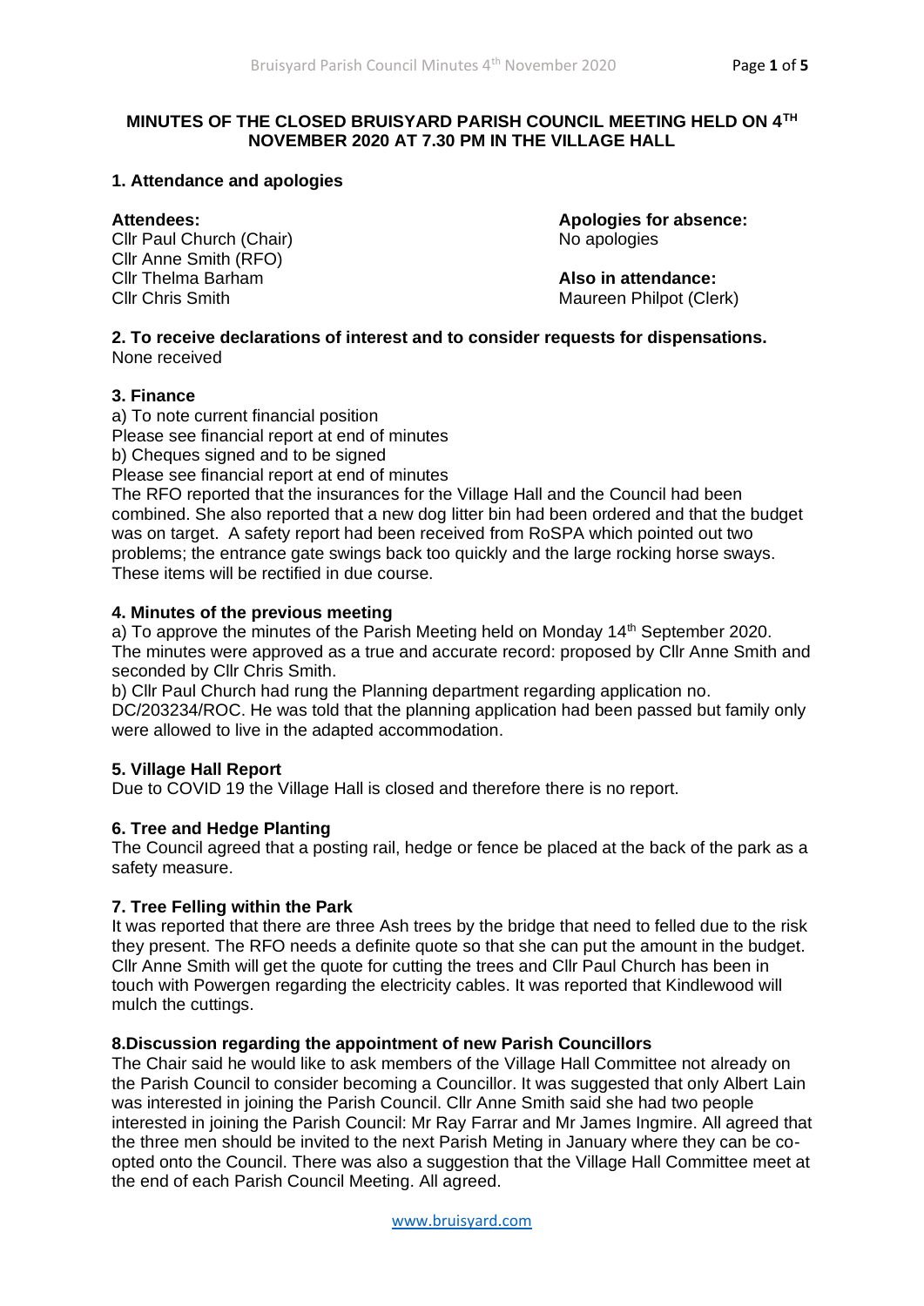# MINUTES OF THE CLOSED BRUISYARD PARISH COUNCIL MEETING HELD ON 4TH NOVEMBER 2020 AT 7.30 PM IN THE VILLAGE HALL

## 1. Attendance and apologies

**Attendees:**
Cllr Paul Church (Chair)
Cllr Anne Smith (RFO)
Cllr Thelma Barham
Cllr Chris Smith

**Apologies for absence:**
No apologies

**Also in attendance:**
Maureen Philpot (Clerk)

## 2. To receive declarations of interest and to consider requests for dispensations.

None received

## 3. Finance

a) To note current financial position
Please see financial report at end of minutes
b) Cheques signed and to be signed
Please see financial report at end of minutes
The RFO reported that the insurances for the Village Hall and the Council had been combined. She also reported that a new dog litter bin had been ordered and that the budget was on target. A safety report had been received from RoSPA which pointed out two problems; the entrance gate swings back too quickly and the large rocking horse sways. These items will be rectified in due course.

## 4. Minutes of the previous meeting

a) To approve the minutes of the Parish Meeting held on Monday 14th September 2020. The minutes were approved as a true and accurate record: proposed by Cllr Anne Smith and seconded by Cllr Chris Smith.
b) Cllr Paul Church had rung the Planning department regarding application no. DC/203234/ROC. He was told that the planning application had been passed but family only were allowed to live in the adapted accommodation.

## 5. Village Hall Report

Due to COVID 19 the Village Hall is closed and therefore there is no report.

## 6. Tree and Hedge Planting

The Council agreed that a posting rail, hedge or fence be placed at the back of the park as a safety measure.

## 7. Tree Felling within the Park

It was reported that there are three Ash trees by the bridge that need to felled due to the risk they present. The RFO needs a definite quote so that she can put the amount in the budget. Cllr Anne Smith will get the quote for cutting the trees and Cllr Paul Church has been in touch with Powergen regarding the electricity cables. It was reported that Kindlewood will mulch the cuttings.

## 8.Discussion regarding the appointment of new Parish Councillors

The Chair said he would like to ask members of the Village Hall Committee not already on the Parish Council to consider becoming a Councillor. It was suggested that only Albert Lain was interested in joining the Parish Council. Cllr Anne Smith said she had two people interested in joining the Parish Council: Mr Ray Farrar and Mr James Ingmire. All agreed that the three men should be invited to the next Parish Meting in January where they can be co-opted onto the Council. There was also a suggestion that the Village Hall Committee meet at the end of each Parish Council Meeting. All agreed.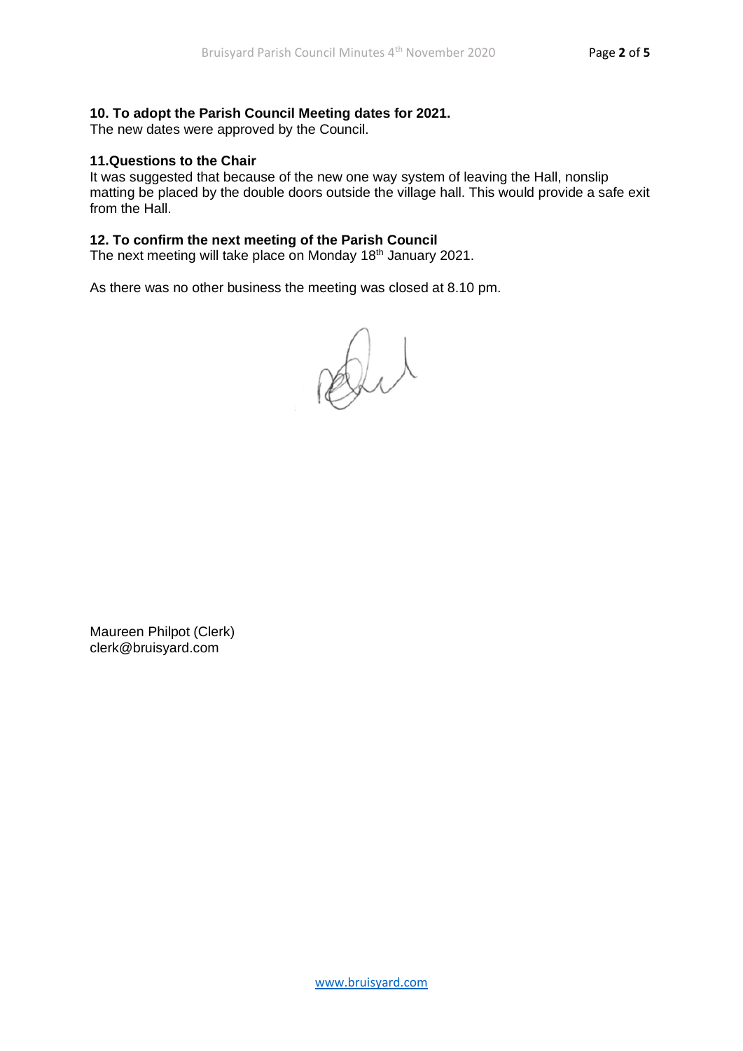**10. To adopt the Parish Council Meeting dates for 2021.**

The new dates were approved by the Council.

**11.Questions to the Chair**

It was suggested that because of the new one way system of leaving the Hall, nonslip matting be placed by the double doors outside the village hall. This would provide a safe exit from the Hall.

**12. To confirm the next meeting of the Parish Council**

The next meeting will take place on Monday 18th January 2021.

As there was no other business the meeting was closed at 8.10 pm.

Maureen Philpot (Clerk)
clerk@bruisyard.com

www.bruisyard.com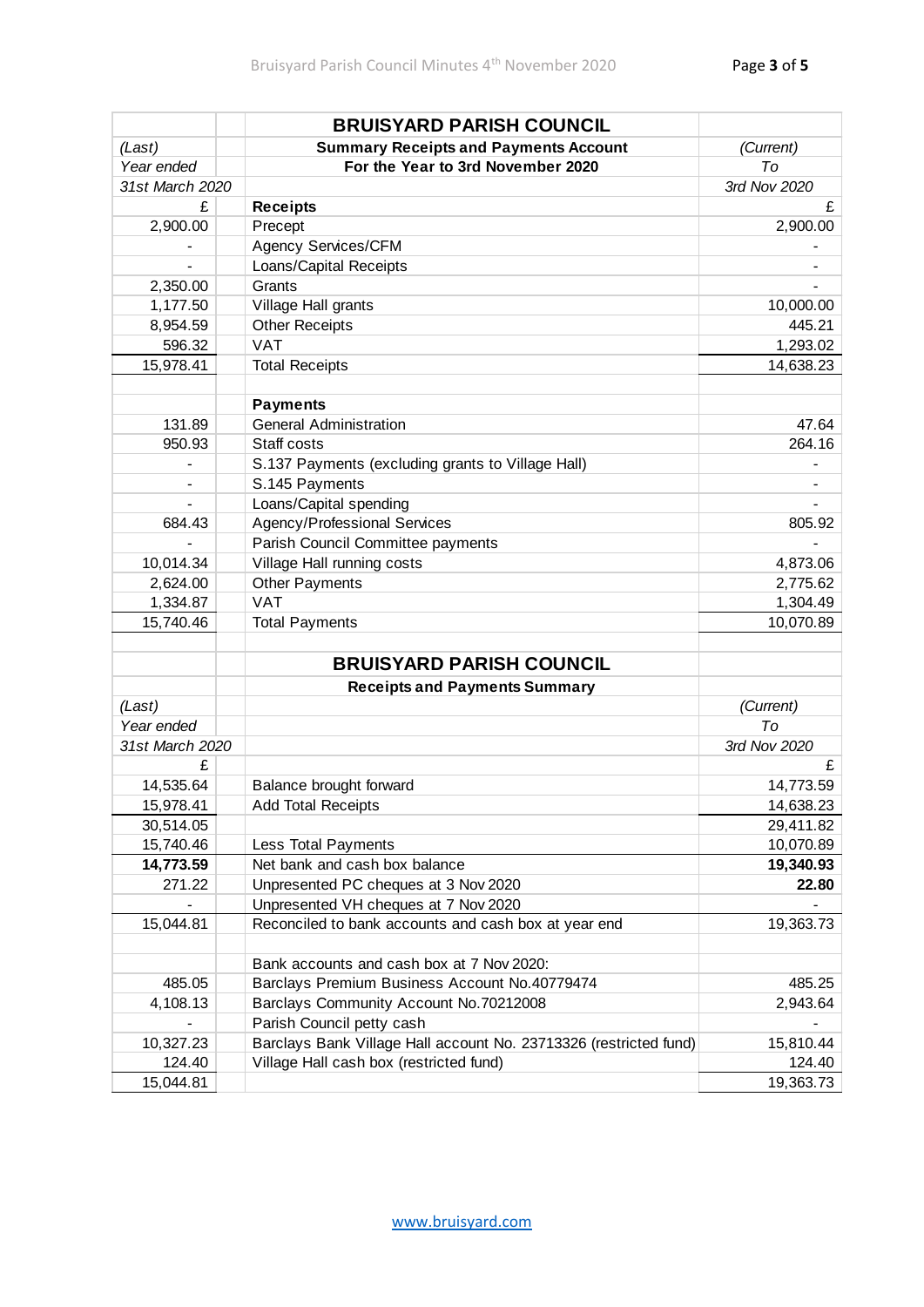## BRUISYARD PARISH COUNCIL

**Summary Receipts and Payments Account**
**For the Year to 3rd November 2020**

| *(Last)* *Year ended* *31st March 2020* | | *(Current)* *To* *3rd Nov 2020* |
|---|---|---|
| £ | **Receipts** | £ |
| 2,900.00 | Precept | 2,900.00 |
| - | Agency Services/CFM | - |
| - | Loans/Capital Receipts | - |
| 2,350.00 | Grants | - |
| 1,177.50 | Village Hall grants | 10,000.00 |
| 8,954.59 | Other Receipts | 445.21 |
| 596.32 | VAT | 1,293.02 |
| 15,978.41 | Total Receipts | 14,638.23 |
| | | |
| | **Payments** | |
| 131.89 | General Administration | 47.64 |
| 950.93 | Staff costs | 264.16 |
| - | S.137 Payments (excluding grants to Village Hall) | - |
| - | S.145 Payments | - |
| - | Loans/Capital spending | - |
| 684.43 | Agency/Professional Services | 805.92 |
| - | Parish Council Committee payments | - |
| 10,014.34 | Village Hall running costs | 4,873.06 |
| 2,624.00 | Other Payments | 2,775.62 |
| 1,334.87 | VAT | 1,304.49 |
| 15,740.46 | Total Payments | 10,070.89 |

## BRUISYARD PARISH COUNCIL

**Receipts and Payments Summary**

| *(Last)* *Year ended* *31st March 2020* | | *(Current)* *To* *3rd Nov 2020* |
|---|---|---|
| £ | | £ |
| 14,535.64 | Balance brought forward | 14,773.59 |
| 15,978.41 | Add Total Receipts | 14,638.23 |
| 30,514.05 | | 29,411.82 |
| 15,740.46 | Less Total Payments | 10,070.89 |
| **14,773.59** | Net bank and cash box balance | **19,340.93** |
| 271.22 | Unpresented PC cheques at 3 Nov 2020 | **22.80** |
| - | Unpresented VH cheques at 7 Nov 2020 | - |
| 15,044.81 | Reconciled to bank accounts and cash box at year end | 19,363.73 |
| | | |
| | Bank accounts and cash box at 7 Nov 2020: | |
| 485.05 | Barclays Premium Business Account No.40779474 | 485.25 |
| 4,108.13 | Barclays Community Account No.70212008 | 2,943.64 |
| - | Parish Council petty cash | - |
| 10,327.23 | Barclays Bank Village Hall account No. 23713326 (restricted fund) | 15,810.44 |
| 124.40 | Village Hall cash box (restricted fund) | 124.40 |
| 15,044.81 | | 19,363.73 |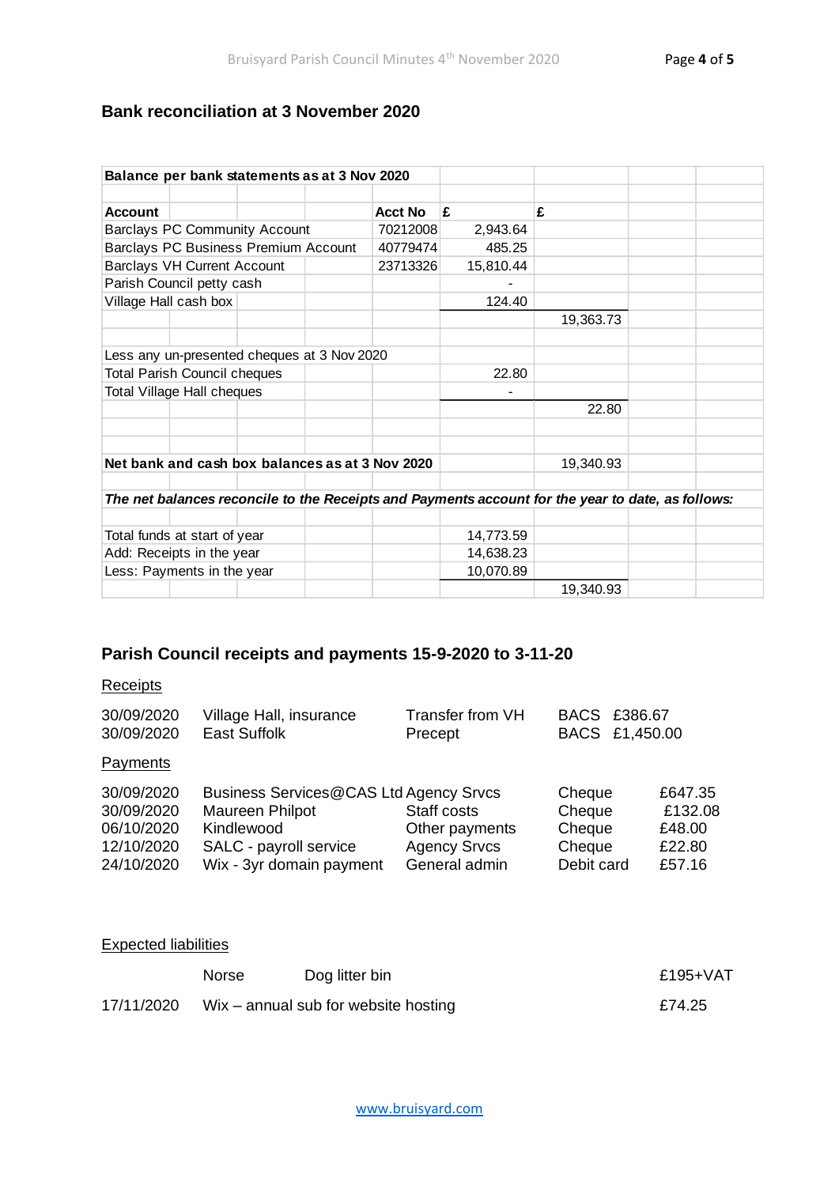## Bank reconciliation at 3 November 2020

| Balance per bank statements as at 3 Nov 2020 | | | |
|---|---|---|---|
| | | | |
| **Account** | **Acct No** | **£** | **£** |
| Barclays PC Community Account | 70212008 | 2,943.64 | |
| Barclays PC Business Premium Account | 40779474 | 485.25 | |
| Barclays VH Current Account | 23713326 | 15,810.44 | |
| Parish Council petty cash | | - | |
| Village Hall cash box | | 124.40 | |
| | | | 19,363.73 |
| | | | |
| Less any un-presented cheques at 3 Nov 2020 | | | |
| Total Parish Council cheques | | 22.80 | |
| Total Village Hall cheques | | - | |
| | | | 22.80 |
| | | | |
| **Net bank and cash box balances as at 3 Nov 2020** | | | 19,340.93 |
| | | | |
| ***The net balances reconcile to the Receipts and Payments account for the year to date, as follows:*** | | | |
| | | | |
| Total funds at start of year | | 14,773.59 | |
| Add: Receipts in the year | | 14,638.23 | |
| Less: Payments in the year | | 10,070.89 | |
| | | | 19,340.93 |

## Parish Council receipts and payments 15-9-2020 to 3-11-20

Receipts

| | | | | |
|---|---|---|---|---|
| 30/09/2020 | Village Hall, insurance | Transfer from VH | BACS | £386.67 |
| 30/09/2020 | East Suffolk | Precept | BACS | £1,450.00 |

Payments

| | | | | |
|---|---|---|---|---|
| 30/09/2020 | Business Services@CAS Ltd | Agency Srvcs | Cheque | £647.35 |
| 30/09/2020 | Maureen Philpot | Staff costs | Cheque | £132.08 |
| 06/10/2020 | Kindlewood | Other payments | Cheque | £48.00 |
| 12/10/2020 | SALC - payroll service | Agency Srvcs | Cheque | £22.80 |
| 24/10/2020 | Wix - 3yr domain payment | General admin | Debit card | £57.16 |

Expected liabilities

| | | |
|---|---|---|
| | Norse Dog litter bin | £195+VAT |
| 17/11/2020 | Wix – annual sub for website hosting | £74.25 |

www.bruisyard.com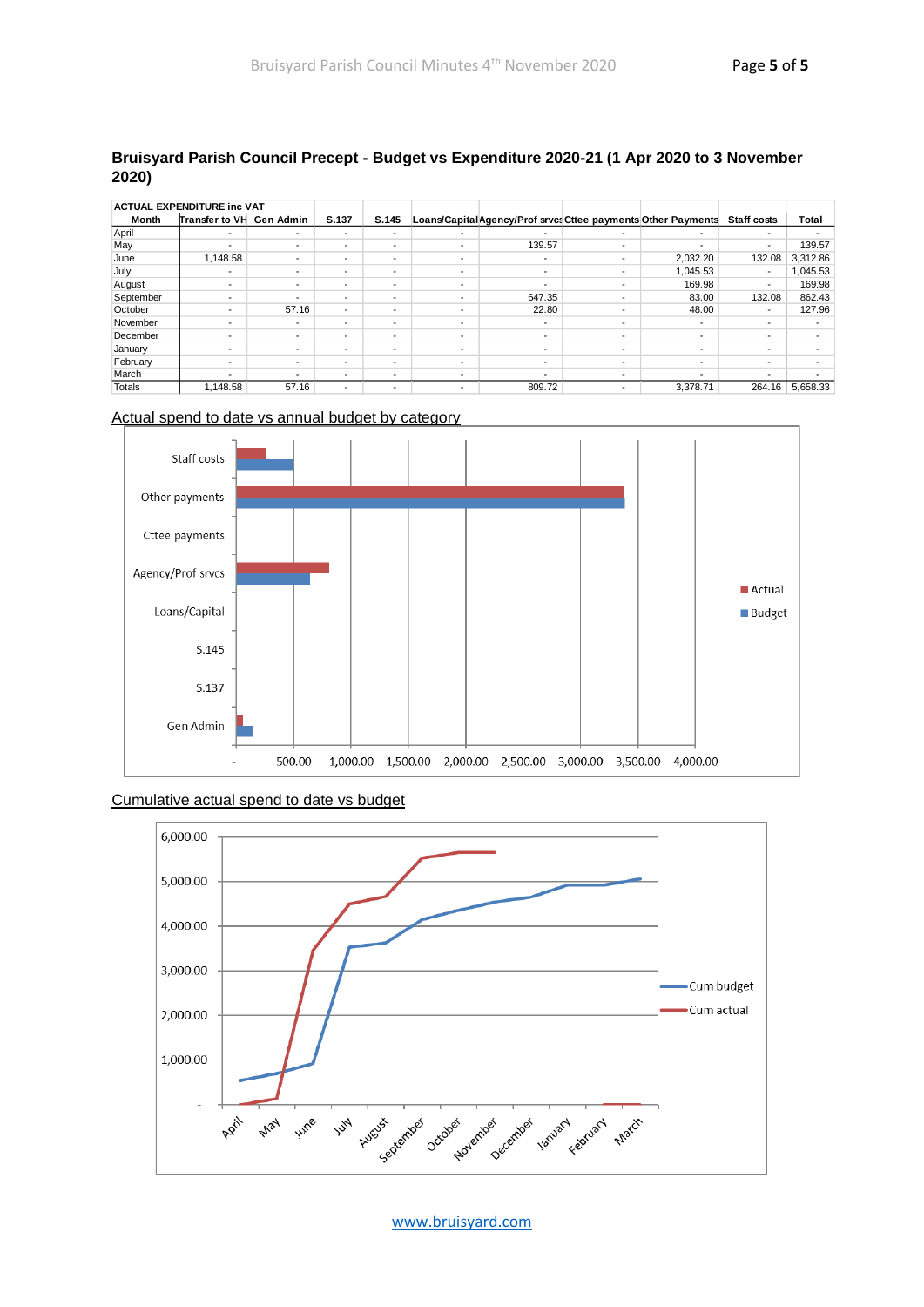**Bruisyard Parish Council Precept - Budget vs Expenditure 2020-21 (1 Apr 2020 to 3 November 2020)**

| ACTUAL EXPENDITURE inc VAT | | | | | | | | | | |
|---|---|---|---|---|---|---|---|---|---|---|
| Month | Transfer to VH | Gen Admin | S.137 | S.145 | Loans/Capital | Agency/Prof srvcs | Cttee payments | Other Payments | Staff costs | Total |
| April | - | - | - | - | - | - | - | - | - | - |
| May | - | - | - | - | - | 139.57 | - | - | - | 139.57 |
| June | 1,148.58 | - | - | - | - | - | - | 2,032.20 | 132.08 | 3,312.86 |
| July | - | - | - | - | - | - | - | 1,045.53 | - | 1,045.53 |
| August | - | - | - | - | - | - | - | 169.98 | - | 169.98 |
| September | - | - | - | - | - | 647.35 | - | 83.00 | 132.08 | 862.43 |
| October | - | 57.16 | - | - | - | 22.80 | - | 48.00 | - | 127.96 |
| November | - | - | - | - | - | - | - | - | - | - |
| December | - | - | - | - | - | - | - | - | - | - |
| January | - | - | - | - | - | - | - | - | - | - |
| February | - | - | - | - | - | - | - | - | - | - |
| March | - | - | - | - | - | - | - | - | - | - |
| Totals | 1,148.58 | 57.16 | - | - | - | 809.72 | - | 3,378.71 | 264.16 | 5,658.33 |

Actual spend to date vs annual budget by category

Staff costs
Other payments
Cttee payments
Agency/Prof srvcs
Loans/Capital
S.145
S.137
Gen Admin
Actual
Budget
- 500.00 1,000.00 1,500.00 2,000.00 2,500.00 3,000.00 3,500.00 4,000.00

Cumulative actual spend to date vs budget

6,000.00
5,000.00
4,000.00
3,000.00
2,000.00
1,000.00
-
April May June July August September October November December January February March
Cum budget
Cum actual

www.bruisyard.com